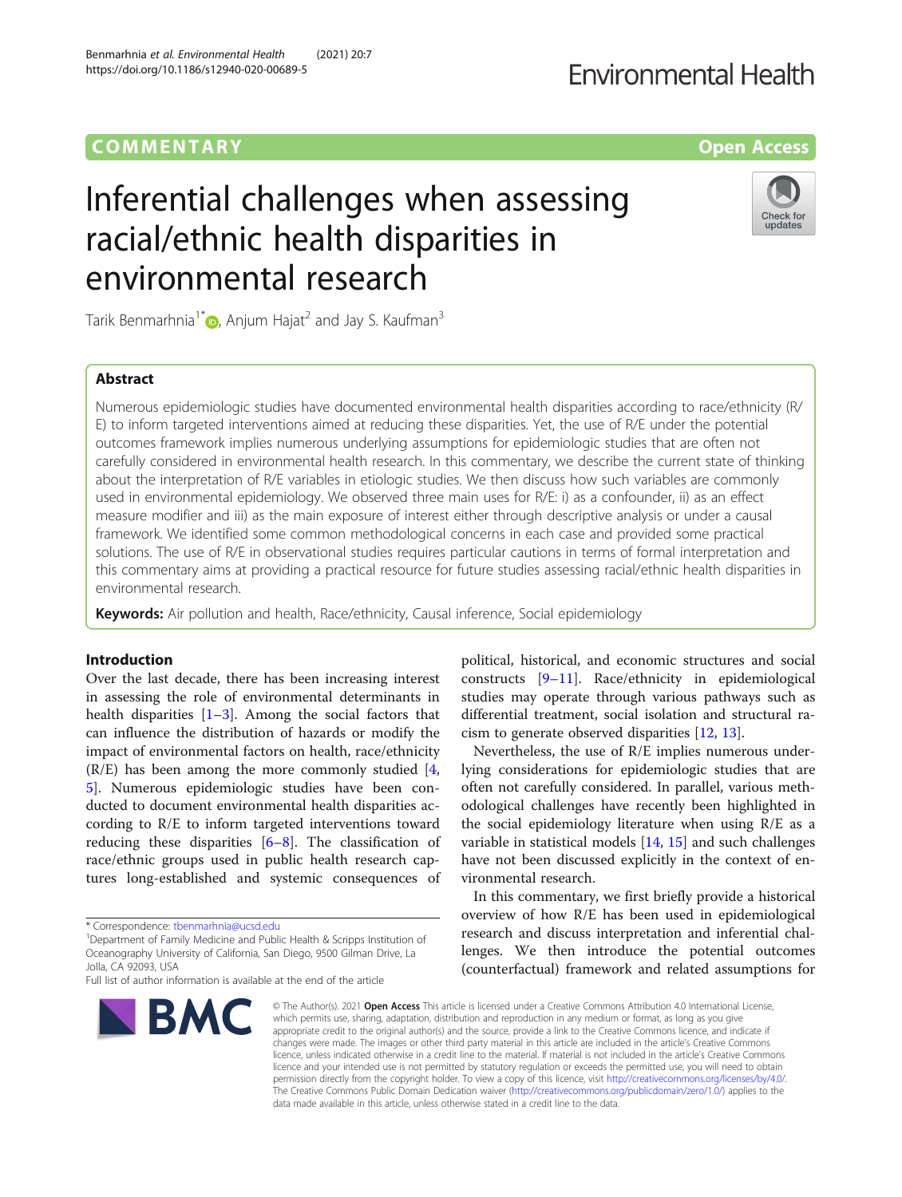COMMENTARY

Open Access

# Inferential challenges when assessing racial/ethnic health disparities in environmental research

Tarik Benmarhnia[1*], Anjum Hajat[2] and Jay S. Kaufman[3]

## Abstract

Numerous epidemiologic studies have documented environmental health disparities according to race/ethnicity (R/E) to inform targeted interventions aimed at reducing these disparities. Yet, the use of R/E under the potential outcomes framework implies numerous underlying assumptions for epidemiologic studies that are often not carefully considered in environmental health research. In this commentary, we describe the current state of thinking about the interpretation of R/E variables in etiologic studies. We then discuss how such variables are commonly used in environmental epidemiology. We observed three main uses for R/E: i) as a confounder, ii) as an effect measure modifier and iii) as the main exposure of interest either through descriptive analysis or under a causal framework. We identified some common methodological concerns in each case and provided some practical solutions. The use of R/E in observational studies requires particular cautions in terms of formal interpretation and this commentary aims at providing a practical resource for future studies assessing racial/ethnic health disparities in environmental research.

**Keywords:** Air pollution and health, Race/ethnicity, Causal inference, Social epidemiology

## Introduction

Over the last decade, there has been increasing interest in assessing the role of environmental determinants in health disparities [1–3]. Among the social factors that can influence the distribution of hazards or modify the impact of environmental factors on health, race/ethnicity (R/E) has been among the more commonly studied [4, 5]. Numerous epidemiologic studies have been conducted to document environmental health disparities according to R/E to inform targeted interventions toward reducing these disparities [6–8]. The classification of race/ethnic groups used in public health research captures long-established and systemic consequences of political, historical, and economic structures and social constructs [9–11]. Race/ethnicity in epidemiological studies may operate through various pathways such as differential treatment, social isolation and structural racism to generate observed disparities [12, 13].

Nevertheless, the use of R/E implies numerous underlying considerations for epidemiologic studies that are often not carefully considered. In parallel, various methodological challenges have recently been highlighted in the social epidemiology literature when using R/E as a variable in statistical models [14, 15] and such challenges have not been discussed explicitly in the context of environmental research.

In this commentary, we first briefly provide a historical overview of how R/E has been used in epidemiological research and discuss interpretation and inferential challenges. We then introduce the potential outcomes (counterfactual) framework and related assumptions for

\* Correspondence: tbenmarhnia@ucsd.edu

[1] Department of Family Medicine and Public Health & Scripps Institution of Oceanography University of California, San Diego, 9500 Gilman Drive, La Jolla, CA 92093, USA

Full list of author information is available at the end of the article

© The Author(s). 2021 **Open Access** This article is licensed under a Creative Commons Attribution 4.0 International License, which permits use, sharing, adaptation, distribution and reproduction in any medium or format, as long as you give appropriate credit to the original author(s) and the source, provide a link to the Creative Commons licence, and indicate if changes were made. The images or other third party material in this article are included in the article's Creative Commons licence, unless indicated otherwise in a credit line to the material. If material is not included in the article's Creative Commons licence and your intended use is not permitted by statutory regulation or exceeds the permitted use, you will need to obtain permission directly from the copyright holder. To view a copy of this licence, visit http://creativecommons.org/licenses/by/4.0/. The Creative Commons Public Domain Dedication waiver (http://creativecommons.org/publicdomain/zero/1.0/) applies to the data made available in this article, unless otherwise stated in a credit line to the data.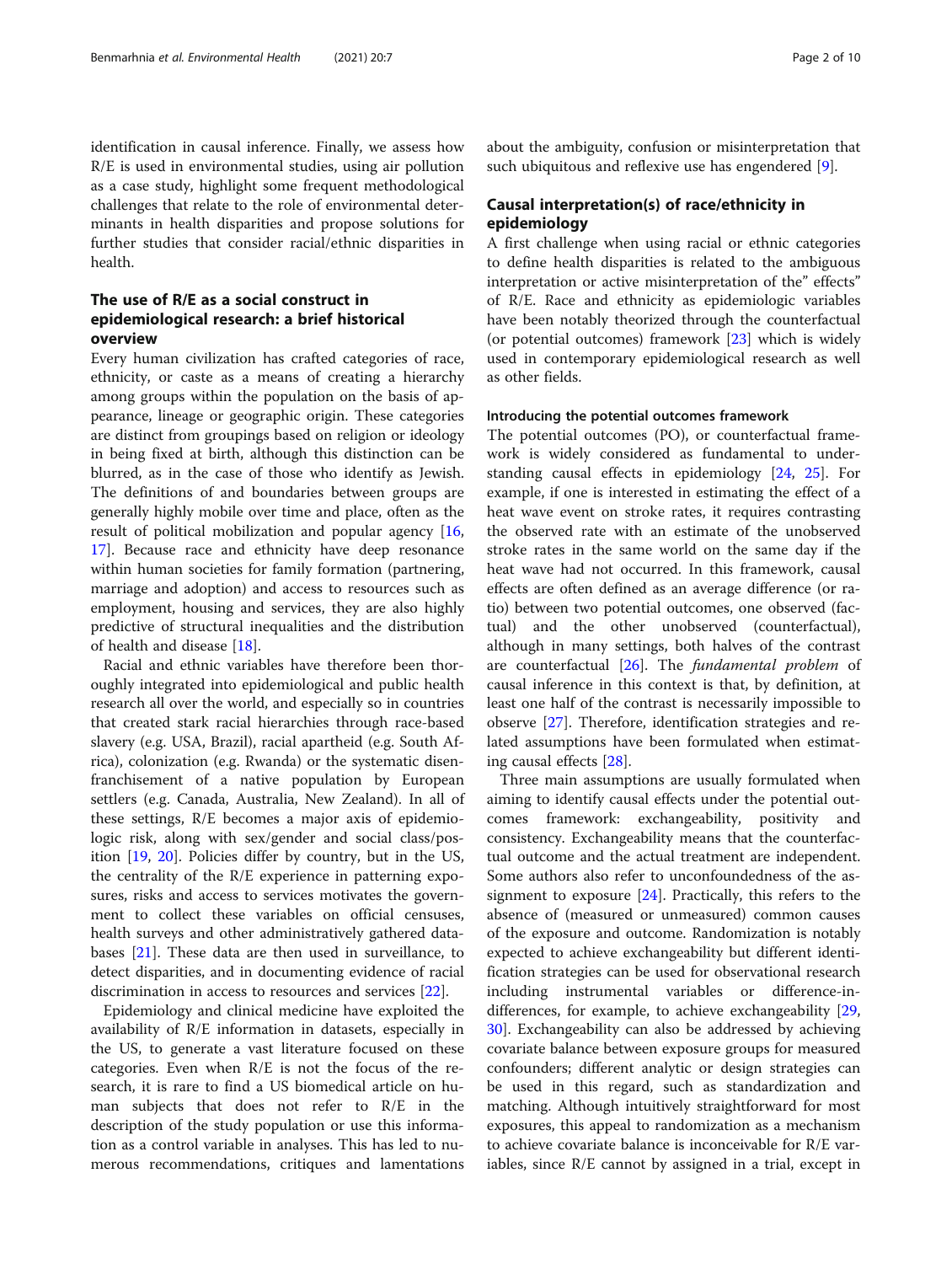identification in causal inference. Finally, we assess how R/E is used in environmental studies, using air pollution as a case study, highlight some frequent methodological challenges that relate to the role of environmental determinants in health disparities and propose solutions for further studies that consider racial/ethnic disparities in health.

## The use of R/E as a social construct in epidemiological research: a brief historical overview

Every human civilization has crafted categories of race, ethnicity, or caste as a means of creating a hierarchy among groups within the population on the basis of appearance, lineage or geographic origin. These categories are distinct from groupings based on religion or ideology in being fixed at birth, although this distinction can be blurred, as in the case of those who identify as Jewish. The definitions of and boundaries between groups are generally highly mobile over time and place, often as the result of political mobilization and popular agency [16, 17]. Because race and ethnicity have deep resonance within human societies for family formation (partnering, marriage and adoption) and access to resources such as employment, housing and services, they are also highly predictive of structural inequalities and the distribution of health and disease [18].

Racial and ethnic variables have therefore been thoroughly integrated into epidemiological and public health research all over the world, and especially so in countries that created stark racial hierarchies through race-based slavery (e.g. USA, Brazil), racial apartheid (e.g. South Africa), colonization (e.g. Rwanda) or the systematic disenfranchisement of a native population by European settlers (e.g. Canada, Australia, New Zealand). In all of these settings, R/E becomes a major axis of epidemiologic risk, along with sex/gender and social class/position [19, 20]. Policies differ by country, but in the US, the centrality of the R/E experience in patterning exposures, risks and access to services motivates the government to collect these variables on official censuses, health surveys and other administratively gathered databases [21]. These data are then used in surveillance, to detect disparities, and in documenting evidence of racial discrimination in access to resources and services [22].

Epidemiology and clinical medicine have exploited the availability of R/E information in datasets, especially in the US, to generate a vast literature focused on these categories. Even when R/E is not the focus of the research, it is rare to find a US biomedical article on human subjects that does not refer to R/E in the description of the study population or use this information as a control variable in analyses. This has led to numerous recommendations, critiques and lamentations about the ambiguity, confusion or misinterpretation that such ubiquitous and reflexive use has engendered [9].

## Causal interpretation(s) of race/ethnicity in epidemiology

A first challenge when using racial or ethnic categories to define health disparities is related to the ambiguous interpretation or active misinterpretation of the" effects" of R/E. Race and ethnicity as epidemiologic variables have been notably theorized through the counterfactual (or potential outcomes) framework [23] which is widely used in contemporary epidemiological research as well as other fields.

### Introducing the potential outcomes framework

The potential outcomes (PO), or counterfactual framework is widely considered as fundamental to understanding causal effects in epidemiology [24, 25]. For example, if one is interested in estimating the effect of a heat wave event on stroke rates, it requires contrasting the observed rate with an estimate of the unobserved stroke rates in the same world on the same day if the heat wave had not occurred. In this framework, causal effects are often defined as an average difference (or ratio) between two potential outcomes, one observed (factual) and the other unobserved (counterfactual), although in many settings, both halves of the contrast are counterfactual [26]. The *fundamental problem* of causal inference in this context is that, by definition, at least one half of the contrast is necessarily impossible to observe [27]. Therefore, identification strategies and related assumptions have been formulated when estimating causal effects [28].

Three main assumptions are usually formulated when aiming to identify causal effects under the potential outcomes framework: exchangeability, positivity and consistency. Exchangeability means that the counterfactual outcome and the actual treatment are independent. Some authors also refer to unconfoundedness of the assignment to exposure [24]. Practically, this refers to the absence of (measured or unmeasured) common causes of the exposure and outcome. Randomization is notably expected to achieve exchangeability but different identification strategies can be used for observational research including instrumental variables or difference-in-differences, for example, to achieve exchangeability [29, 30]. Exchangeability can also be addressed by achieving covariate balance between exposure groups for measured confounders; different analytic or design strategies can be used in this regard, such as standardization and matching. Although intuitively straightforward for most exposures, this appeal to randomization as a mechanism to achieve covariate balance is inconceivable for R/E variables, since R/E cannot by assigned in a trial, except in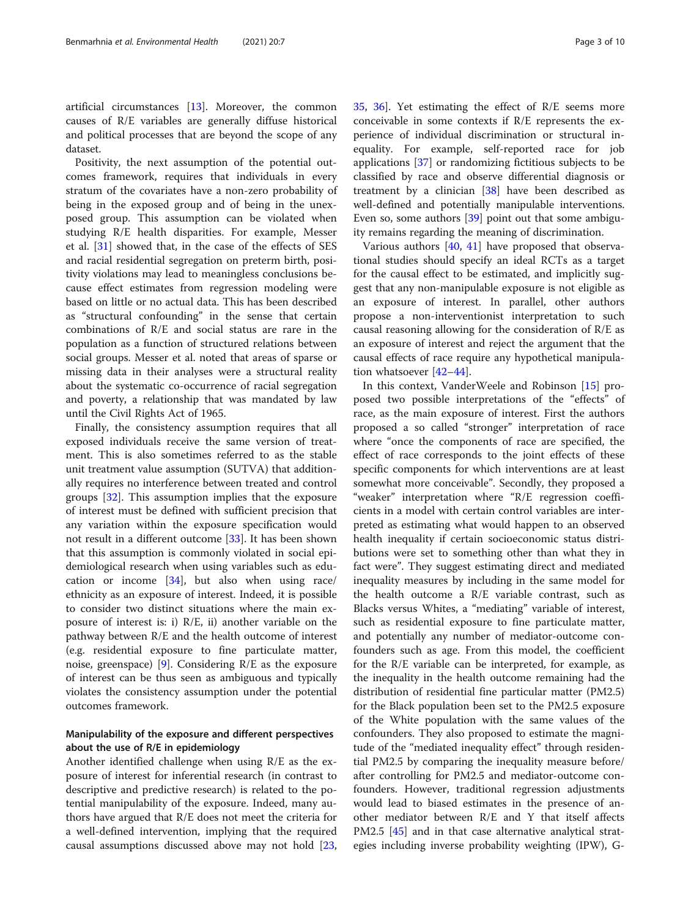artificial circumstances [13]. Moreover, the common causes of R/E variables are generally diffuse historical and political processes that are beyond the scope of any dataset.

Positivity, the next assumption of the potential outcomes framework, requires that individuals in every stratum of the covariates have a non-zero probability of being in the exposed group and of being in the unexposed group. This assumption can be violated when studying R/E health disparities. For example, Messer et al. [31] showed that, in the case of the effects of SES and racial residential segregation on preterm birth, positivity violations may lead to meaningless conclusions because effect estimates from regression modeling were based on little or no actual data. This has been described as "structural confounding" in the sense that certain combinations of R/E and social status are rare in the population as a function of structured relations between social groups. Messer et al. noted that areas of sparse or missing data in their analyses were a structural reality about the systematic co-occurrence of racial segregation and poverty, a relationship that was mandated by law until the Civil Rights Act of 1965.

Finally, the consistency assumption requires that all exposed individuals receive the same version of treatment. This is also sometimes referred to as the stable unit treatment value assumption (SUTVA) that additionally requires no interference between treated and control groups [32]. This assumption implies that the exposure of interest must be defined with sufficient precision that any variation within the exposure specification would not result in a different outcome [33]. It has been shown that this assumption is commonly violated in social epidemiological research when using variables such as education or income [34], but also when using race/ethnicity as an exposure of interest. Indeed, it is possible to consider two distinct situations where the main exposure of interest is: i) R/E, ii) another variable on the pathway between R/E and the health outcome of interest (e.g. residential exposure to fine particulate matter, noise, greenspace) [9]. Considering R/E as the exposure of interest can be thus seen as ambiguous and typically violates the consistency assumption under the potential outcomes framework.

### Manipulability of the exposure and different perspectives about the use of R/E in epidemiology

Another identified challenge when using R/E as the exposure of interest for inferential research (in contrast to descriptive and predictive research) is related to the potential manipulability of the exposure. Indeed, many authors have argued that R/E does not meet the criteria for a well-defined intervention, implying that the required causal assumptions discussed above may not hold [23, 35, 36]. Yet estimating the effect of R/E seems more conceivable in some contexts if R/E represents the experience of individual discrimination or structural inequality. For example, self-reported race for job applications [37] or randomizing fictitious subjects to be classified by race and observe differential diagnosis or treatment by a clinician [38] have been described as well-defined and potentially manipulable interventions. Even so, some authors [39] point out that some ambiguity remains regarding the meaning of discrimination.

Various authors [40, 41] have proposed that observational studies should specify an ideal RCTs as a target for the causal effect to be estimated, and implicitly suggest that any non-manipulable exposure is not eligible as an exposure of interest. In parallel, other authors propose a non-interventionist interpretation to such causal reasoning allowing for the consideration of R/E as an exposure of interest and reject the argument that the causal effects of race require any hypothetical manipulation whatsoever [42–44].

In this context, VanderWeele and Robinson [15] proposed two possible interpretations of the "effects" of race, as the main exposure of interest. First the authors proposed a so called "stronger" interpretation of race where "once the components of race are specified, the effect of race corresponds to the joint effects of these specific components for which interventions are at least somewhat more conceivable". Secondly, they proposed a "weaker" interpretation where "R/E regression coefficients in a model with certain control variables are interpreted as estimating what would happen to an observed health inequality if certain socioeconomic status distributions were set to something other than what they in fact were". They suggest estimating direct and mediated inequality measures by including in the same model for the health outcome a R/E variable contrast, such as Blacks versus Whites, a "mediating" variable of interest, such as residential exposure to fine particulate matter, and potentially any number of mediator-outcome confounders such as age. From this model, the coefficient for the R/E variable can be interpreted, for example, as the inequality in the health outcome remaining had the distribution of residential fine particular matter (PM2.5) for the Black population been set to the PM2.5 exposure of the White population with the same values of the confounders. They also proposed to estimate the magnitude of the "mediated inequality effect" through residential PM2.5 by comparing the inequality measure before/after controlling for PM2.5 and mediator-outcome confounders. However, traditional regression adjustments would lead to biased estimates in the presence of another mediator between R/E and Y that itself affects PM2.5 [45] and in that case alternative analytical strategies including inverse probability weighting (IPW), G-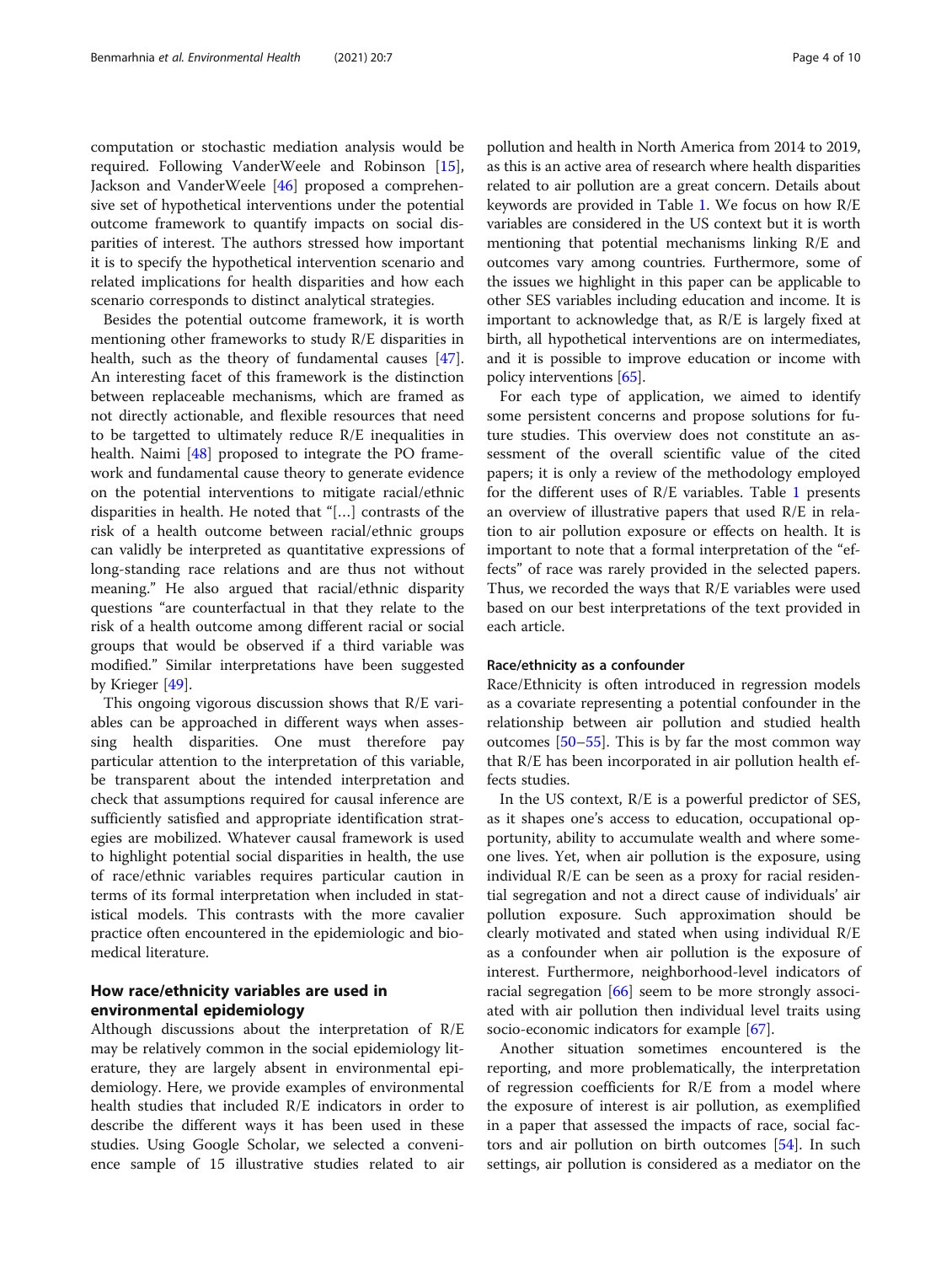computation or stochastic mediation analysis would be required. Following VanderWeele and Robinson [15], Jackson and VanderWeele [46] proposed a comprehensive set of hypothetical interventions under the potential outcome framework to quantify impacts on social disparities of interest. The authors stressed how important it is to specify the hypothetical intervention scenario and related implications for health disparities and how each scenario corresponds to distinct analytical strategies.

Besides the potential outcome framework, it is worth mentioning other frameworks to study R/E disparities in health, such as the theory of fundamental causes [47]. An interesting facet of this framework is the distinction between replaceable mechanisms, which are framed as not directly actionable, and flexible resources that need to be targetted to ultimately reduce R/E inequalities in health. Naimi [48] proposed to integrate the PO framework and fundamental cause theory to generate evidence on the potential interventions to mitigate racial/ethnic disparities in health. He noted that "[…] contrasts of the risk of a health outcome between racial/ethnic groups can validly be interpreted as quantitative expressions of long-standing race relations and are thus not without meaning." He also argued that racial/ethnic disparity questions "are counterfactual in that they relate to the risk of a health outcome among different racial or social groups that would be observed if a third variable was modified." Similar interpretations have been suggested by Krieger [49].

This ongoing vigorous discussion shows that R/E variables can be approached in different ways when assessing health disparities. One must therefore pay particular attention to the interpretation of this variable, be transparent about the intended interpretation and check that assumptions required for causal inference are sufficiently satisfied and appropriate identification strategies are mobilized. Whatever causal framework is used to highlight potential social disparities in health, the use of race/ethnic variables requires particular caution in terms of its formal interpretation when included in statistical models. This contrasts with the more cavalier practice often encountered in the epidemiologic and biomedical literature.

## How race/ethnicity variables are used in environmental epidemiology

Although discussions about the interpretation of R/E may be relatively common in the social epidemiology literature, they are largely absent in environmental epidemiology. Here, we provide examples of environmental health studies that included R/E indicators in order to describe the different ways it has been used in these studies. Using Google Scholar, we selected a convenience sample of 15 illustrative studies related to air pollution and health in North America from 2014 to 2019, as this is an active area of research where health disparities related to air pollution are a great concern. Details about keywords are provided in Table 1. We focus on how R/E variables are considered in the US context but it is worth mentioning that potential mechanisms linking R/E and outcomes vary among countries. Furthermore, some of the issues we highlight in this paper can be applicable to other SES variables including education and income. It is important to acknowledge that, as R/E is largely fixed at birth, all hypothetical interventions are on intermediates, and it is possible to improve education or income with policy interventions [65].

For each type of application, we aimed to identify some persistent concerns and propose solutions for future studies. This overview does not constitute an assessment of the overall scientific value of the cited papers; it is only a review of the methodology employed for the different uses of R/E variables. Table 1 presents an overview of illustrative papers that used R/E in relation to air pollution exposure or effects on health. It is important to note that a formal interpretation of the "effects" of race was rarely provided in the selected papers. Thus, we recorded the ways that R/E variables were used based on our best interpretations of the text provided in each article.

### Race/ethnicity as a confounder

Race/Ethnicity is often introduced in regression models as a covariate representing a potential confounder in the relationship between air pollution and studied health outcomes [50–55]. This is by far the most common way that R/E has been incorporated in air pollution health effects studies.

In the US context, R/E is a powerful predictor of SES, as it shapes one's access to education, occupational opportunity, ability to accumulate wealth and where someone lives. Yet, when air pollution is the exposure, using individual R/E can be seen as a proxy for racial residential segregation and not a direct cause of individuals' air pollution exposure. Such approximation should be clearly motivated and stated when using individual R/E as a confounder when air pollution is the exposure of interest. Furthermore, neighborhood-level indicators of racial segregation [66] seem to be more strongly associated with air pollution then individual level traits using socio-economic indicators for example [67].

Another situation sometimes encountered is the reporting, and more problematically, the interpretation of regression coefficients for R/E from a model where the exposure of interest is air pollution, as exemplified in a paper that assessed the impacts of race, social factors and air pollution on birth outcomes [54]. In such settings, air pollution is considered as a mediator on the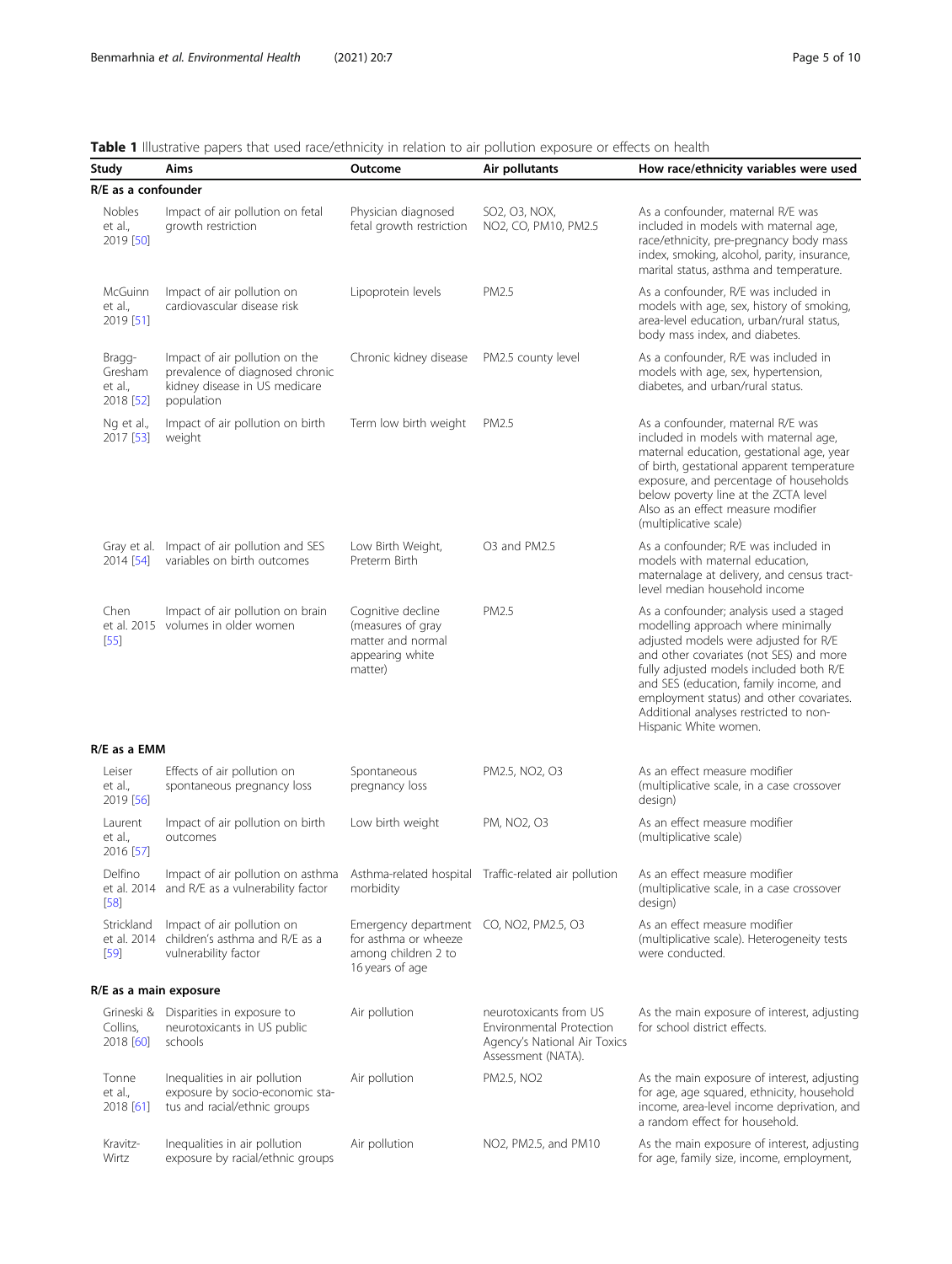**Table 1** Illustrative papers that used race/ethnicity in relation to air pollution exposure or effects on health

| Study | Aims | Outcome | Air pollutants | How race/ethnicity variables were used |
|---|---|---|---|---|
| **R/E as a confounder** | | | | |
| Nobles et al., 2019 [50] | Impact of air pollution on fetal growth restriction | Physician diagnosed fetal growth restriction | SO2, O3, NOX, NO2, CO, PM10, PM2.5 | As a confounder, maternal R/E was included in models with maternal age, race/ethnicity, pre-pregnancy body mass index, smoking, alcohol, parity, insurance, marital status, asthma and temperature. |
| McGuinn et al., 2019 [51] | Impact of air pollution on cardiovascular disease risk | Lipoprotein levels | PM2.5 | As a confounder, R/E was included in models with age, sex, history of smoking, area-level education, urban/rural status, body mass index, and diabetes. |
| Bragg-Gresham et al., 2018 [52] | Impact of air pollution on the prevalence of diagnosed chronic kidney disease in US medicare population | Chronic kidney disease | PM2.5 county level | As a confounder, R/E was included in models with age, sex, hypertension, diabetes, and urban/rural status. |
| Ng et al., 2017 [53] | Impact of air pollution on birth weight | Term low birth weight | PM2.5 | As a confounder, maternal R/E was included in models with maternal age, maternal education, gestational age, year of birth, gestational apparent temperature exposure, and percentage of households below poverty line at the ZCTA level Also as an effect measure modifier (multiplicative scale) |
| Gray et al. 2014 [54] | Impact of air pollution and SES variables on birth outcomes | Low Birth Weight, Preterm Birth | O3 and PM2.5 | As a confounder; R/E was included in models with maternal education, maternalage at delivery, and census tract-level median household income |
| Chen et al. 2015 [55] | Impact of air pollution on brain volumes in older women | Cognitive decline (measures of gray matter and normal appearing white matter) | PM2.5 | As a confounder; analysis used a staged modelling approach where minimally adjusted models were adjusted for R/E and other covariates (not SES) and more fully adjusted models included both R/E and SES (education, family income, and employment status) and other covariates. Additional analyses restricted to non-Hispanic White women. |
| **R/E as a EMM** | | | | |
| Leiser et al., 2019 [56] | Effects of air pollution on spontaneous pregnancy loss | Spontaneous pregnancy loss | PM2.5, NO2, O3 | As an effect measure modifier (multiplicative scale, in a case crossover design) |
| Laurent et al., 2016 [57] | Impact of air pollution on birth outcomes | Low birth weight | PM, NO2, O3 | As an effect measure modifier (multiplicative scale) |
| Delfino et al. 2014 [58] | Impact of air pollution on asthma and R/E as a vulnerability factor | Asthma-related hospital morbidity | Traffic-related air pollution | As an effect measure modifier (multiplicative scale, in a case crossover design) |
| Strickland et al. 2014 [59] | Impact of air pollution on children's asthma and R/E as a vulnerability factor | Emergency department for asthma or wheeze among children 2 to 16 years of age | CO, NO2, PM2.5, O3 | As an effect measure modifier (multiplicative scale). Heterogeneity tests were conducted. |
| **R/E as a main exposure** | | | | |
| Grineski & Collins, 2018 [60] | Disparities in exposure to neurotoxicants in US public schools | Air pollution | neurotoxicants from US Environmental Protection Agency's National Air Toxics Assessment (NATA). | As the main exposure of interest, adjusting for school district effects. |
| Tonne et al., 2018 [61] | Inequalities in air pollution exposure by socio-economic status and racial/ethnic groups | Air pollution | PM2.5, NO2 | As the main exposure of interest, adjusting for age, age squared, ethnicity, household income, area-level income deprivation, and a random effect for household. |
| Kravitz-Wirtz | Inequalities in air pollution exposure by racial/ethnic groups | Air pollution | NO2, PM2.5, and PM10 | As the main exposure of interest, adjusting for age, family size, income, employment, |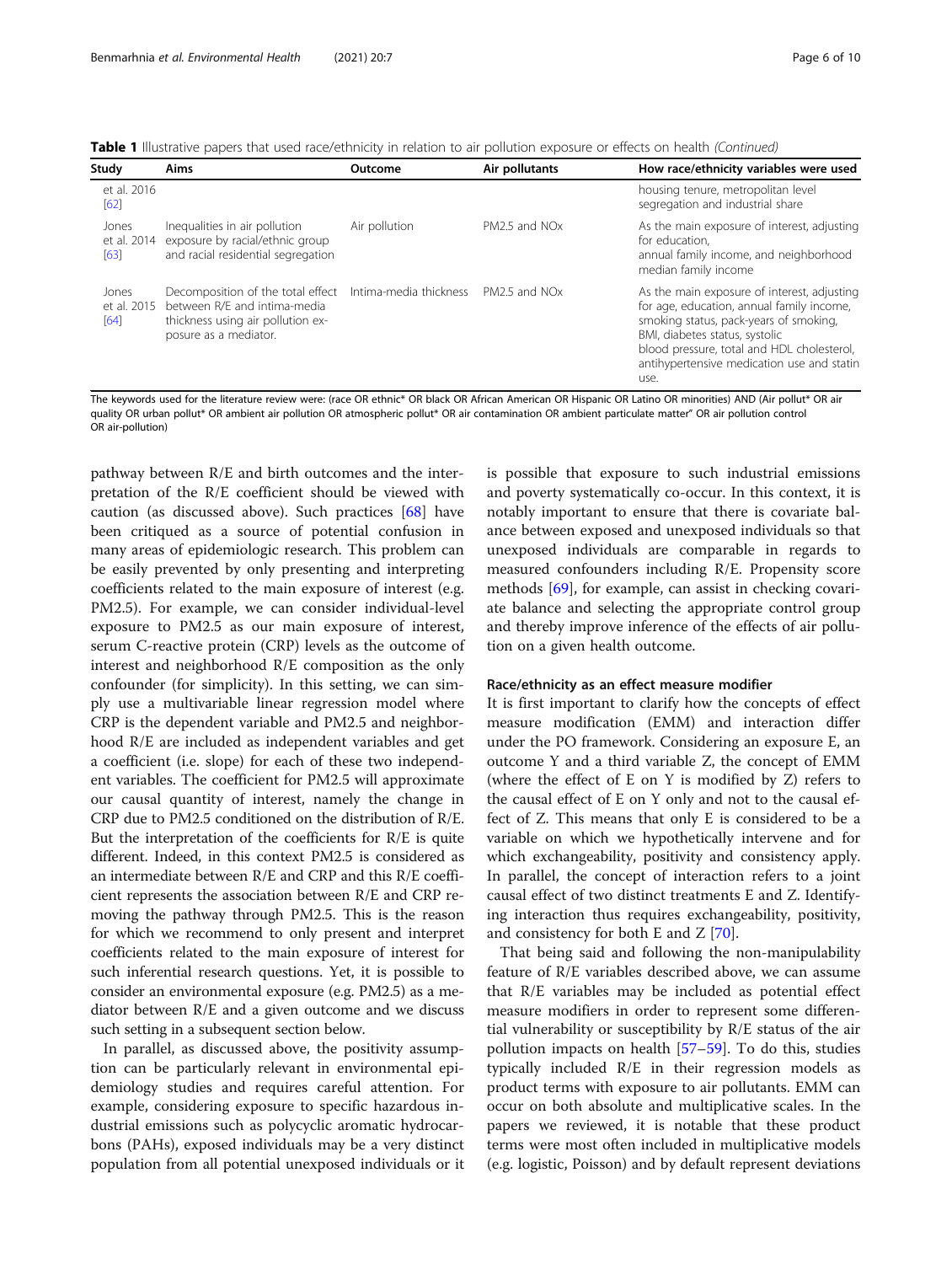**Table 1** Illustrative papers that used race/ethnicity in relation to air pollution exposure or effects on health *(Continued)*

| Study | Aims | Outcome | Air pollutants | How race/ethnicity variables were used |
|---|---|---|---|---|
| et al. 2016 [62] | | | | housing tenure, metropolitan level segregation and industrial share |
| Jones et al. 2014 [63] | Inequalities in air pollution exposure by racial/ethnic group and racial residential segregation | Air pollution | PM2.5 and NOx | As the main exposure of interest, adjusting for education, annual family income, and neighborhood median family income |
| Jones et al. 2015 [64] | Decomposition of the total effect between R/E and intima-media thickness using air pollution exposure as a mediator. | Intima-media thickness | PM2.5 and NOx | As the main exposure of interest, adjusting for age, education, annual family income, smoking status, pack-years of smoking, BMI, diabetes status, systolic blood pressure, total and HDL cholesterol, antihypertensive medication use and statin use. |

The keywords used for the literature review were: (race OR ethnic* OR black OR African American OR Hispanic OR Latino OR minorities) AND (Air pollut* OR air quality OR urban pollut* OR ambient air pollution OR atmospheric pollut* OR air contamination OR ambient particulate matter" OR air pollution control OR air-pollution)

pathway between R/E and birth outcomes and the interpretation of the R/E coefficient should be viewed with caution (as discussed above). Such practices [68] have been critiqued as a source of potential confusion in many areas of epidemiologic research. This problem can be easily prevented by only presenting and interpreting coefficients related to the main exposure of interest (e.g. PM2.5). For example, we can consider individual-level exposure to PM2.5 as our main exposure of interest, serum C-reactive protein (CRP) levels as the outcome of interest and neighborhood R/E composition as the only confounder (for simplicity). In this setting, we can simply use a multivariable linear regression model where CRP is the dependent variable and PM2.5 and neighborhood R/E are included as independent variables and get a coefficient (i.e. slope) for each of these two independent variables. The coefficient for PM2.5 will approximate our causal quantity of interest, namely the change in CRP due to PM2.5 conditioned on the distribution of R/E. But the interpretation of the coefficients for R/E is quite different. Indeed, in this context PM2.5 is considered as an intermediate between R/E and CRP and this R/E coefficient represents the association between R/E and CRP removing the pathway through PM2.5. This is the reason for which we recommend to only present and interpret coefficients related to the main exposure of interest for such inferential research questions. Yet, it is possible to consider an environmental exposure (e.g. PM2.5) as a mediator between R/E and a given outcome and we discuss such setting in a subsequent section below.

In parallel, as discussed above, the positivity assumption can be particularly relevant in environmental epidemiology studies and requires careful attention. For example, considering exposure to specific hazardous industrial emissions such as polycyclic aromatic hydrocarbons (PAHs), exposed individuals may be a very distinct population from all potential unexposed individuals or it is possible that exposure to such industrial emissions and poverty systematically co-occur. In this context, it is notably important to ensure that there is covariate balance between exposed and unexposed individuals so that unexposed individuals are comparable in regards to measured confounders including R/E. Propensity score methods [69], for example, can assist in checking covariate balance and selecting the appropriate control group and thereby improve inference of the effects of air pollution on a given health outcome.

### Race/ethnicity as an effect measure modifier

It is first important to clarify how the concepts of effect measure modification (EMM) and interaction differ under the PO framework. Considering an exposure E, an outcome Y and a third variable Z, the concept of EMM (where the effect of E on Y is modified by Z) refers to the causal effect of E on Y only and not to the causal effect of Z. This means that only E is considered to be a variable on which we hypothetically intervene and for which exchangeability, positivity and consistency apply. In parallel, the concept of interaction refers to a joint causal effect of two distinct treatments E and Z. Identifying interaction thus requires exchangeability, positivity, and consistency for both E and Z [70].

That being said and following the non-manipulability feature of R/E variables described above, we can assume that R/E variables may be included as potential effect measure modifiers in order to represent some differential vulnerability or susceptibility by R/E status of the air pollution impacts on health [57–59]. To do this, studies typically included R/E in their regression models as product terms with exposure to air pollutants. EMM can occur on both absolute and multiplicative scales. In the papers we reviewed, it is notable that these product terms were most often included in multiplicative models (e.g. logistic, Poisson) and by default represent deviations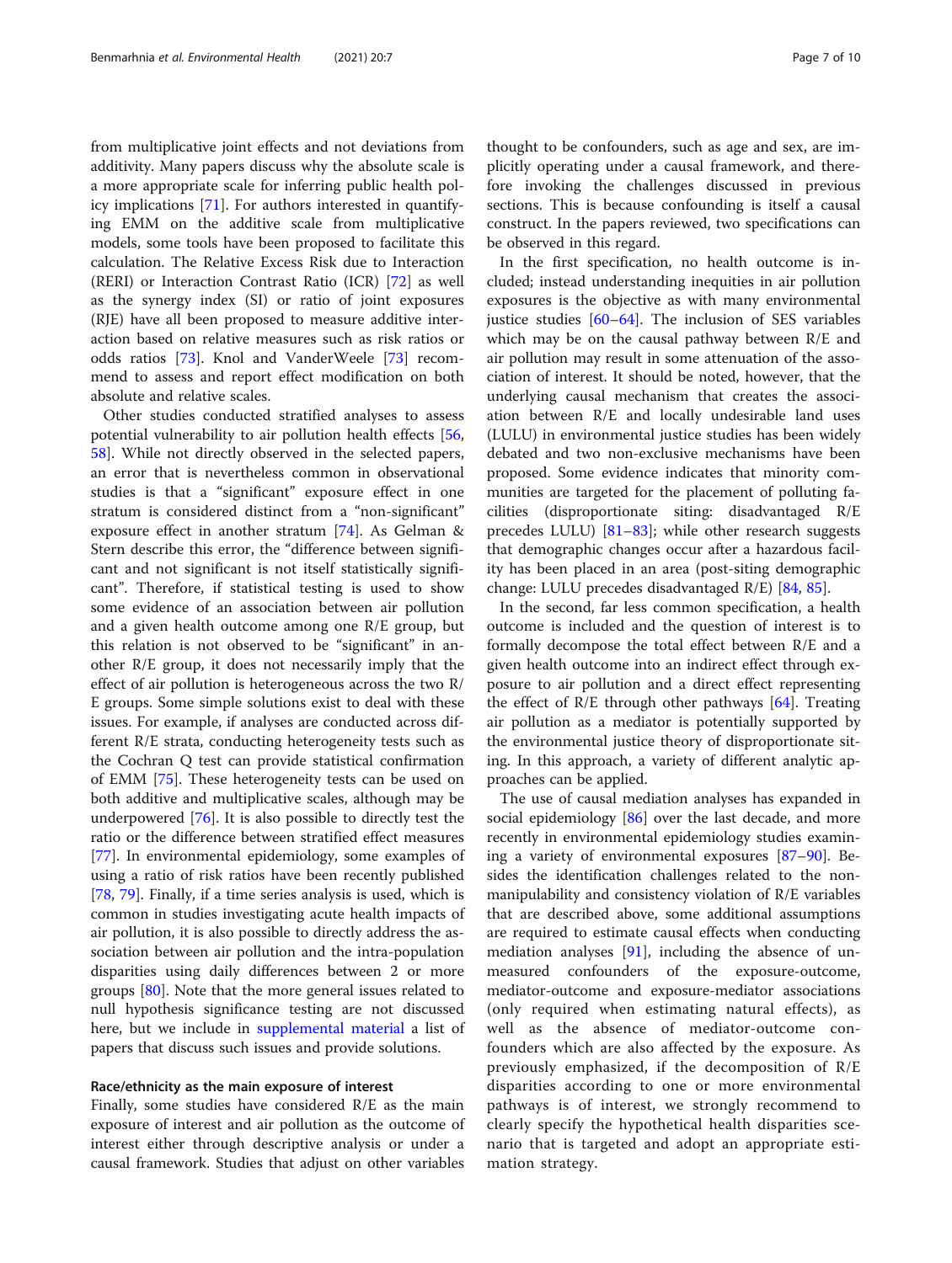from multiplicative joint effects and not deviations from additivity. Many papers discuss why the absolute scale is a more appropriate scale for inferring public health policy implications [71]. For authors interested in quantifying EMM on the additive scale from multiplicative models, some tools have been proposed to facilitate this calculation. The Relative Excess Risk due to Interaction (RERI) or Interaction Contrast Ratio (ICR) [72] as well as the synergy index (SI) or ratio of joint exposures (RJE) have all been proposed to measure additive interaction based on relative measures such as risk ratios or odds ratios [73]. Knol and VanderWeele [73] recommend to assess and report effect modification on both absolute and relative scales.

Other studies conducted stratified analyses to assess potential vulnerability to air pollution health effects [56, 58]. While not directly observed in the selected papers, an error that is nevertheless common in observational studies is that a "significant" exposure effect in one stratum is considered distinct from a "non-significant" exposure effect in another stratum [74]. As Gelman & Stern describe this error, the "difference between significant and not significant is not itself statistically significant". Therefore, if statistical testing is used to show some evidence of an association between air pollution and a given health outcome among one R/E group, but this relation is not observed to be "significant" in another R/E group, it does not necessarily imply that the effect of air pollution is heterogeneous across the two R/E groups. Some simple solutions exist to deal with these issues. For example, if analyses are conducted across different R/E strata, conducting heterogeneity tests such as the Cochran Q test can provide statistical confirmation of EMM [75]. These heterogeneity tests can be used on both additive and multiplicative scales, although may be underpowered [76]. It is also possible to directly test the ratio or the difference between stratified effect measures [77]. In environmental epidemiology, some examples of using a ratio of risk ratios have been recently published [78, 79]. Finally, if a time series analysis is used, which is common in studies investigating acute health impacts of air pollution, it is also possible to directly address the association between air pollution and the intra-population disparities using daily differences between 2 or more groups [80]. Note that the more general issues related to null hypothesis significance testing are not discussed here, but we include in supplemental material a list of papers that discuss such issues and provide solutions.

### Race/ethnicity as the main exposure of interest

Finally, some studies have considered R/E as the main exposure of interest and air pollution as the outcome of interest either through descriptive analysis or under a causal framework. Studies that adjust on other variables thought to be confounders, such as age and sex, are implicitly operating under a causal framework, and therefore invoking the challenges discussed in previous sections. This is because confounding is itself a causal construct. In the papers reviewed, two specifications can be observed in this regard.

In the first specification, no health outcome is included; instead understanding inequities in air pollution exposures is the objective as with many environmental justice studies [60–64]. The inclusion of SES variables which may be on the causal pathway between R/E and air pollution may result in some attenuation of the association of interest. It should be noted, however, that the underlying causal mechanism that creates the association between R/E and locally undesirable land uses (LULU) in environmental justice studies has been widely debated and two non-exclusive mechanisms have been proposed. Some evidence indicates that minority communities are targeted for the placement of polluting facilities (disproportionate siting: disadvantaged R/E precedes LULU) [81–83]; while other research suggests that demographic changes occur after a hazardous facility has been placed in an area (post-siting demographic change: LULU precedes disadvantaged R/E) [84, 85].

In the second, far less common specification, a health outcome is included and the question of interest is to formally decompose the total effect between R/E and a given health outcome into an indirect effect through exposure to air pollution and a direct effect representing the effect of R/E through other pathways [64]. Treating air pollution as a mediator is potentially supported by the environmental justice theory of disproportionate siting. In this approach, a variety of different analytic approaches can be applied.

The use of causal mediation analyses has expanded in social epidemiology [86] over the last decade, and more recently in environmental epidemiology studies examining a variety of environmental exposures [87–90]. Besides the identification challenges related to the non-manipulability and consistency violation of R/E variables that are described above, some additional assumptions are required to estimate causal effects when conducting mediation analyses [91], including the absence of unmeasured confounders of the exposure-outcome, mediator-outcome and exposure-mediator associations (only required when estimating natural effects), as well as the absence of mediator-outcome confounders which are also affected by the exposure. As previously emphasized, if the decomposition of R/E disparities according to one or more environmental pathways is of interest, we strongly recommend to clearly specify the hypothetical health disparities scenario that is targeted and adopt an appropriate estimation strategy.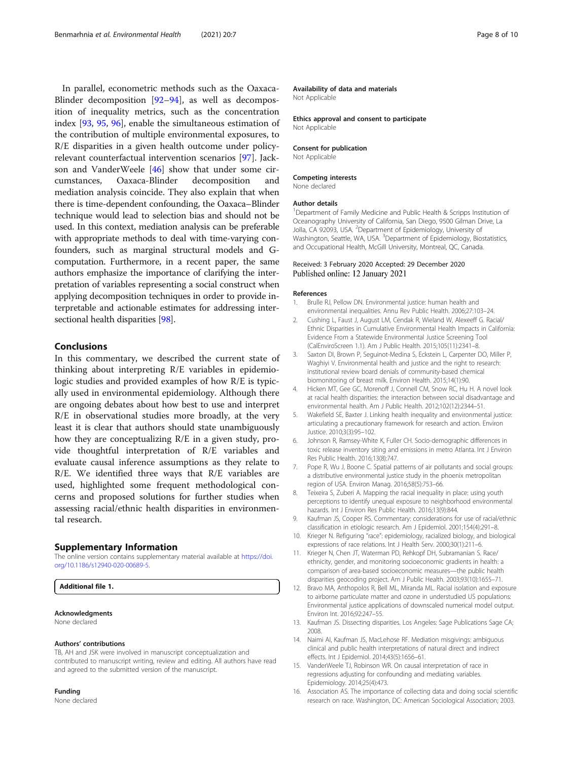In parallel, econometric methods such as the Oaxaca-Blinder decomposition [92–94], as well as decomposition of inequality metrics, such as the concentration index [93, 95, 96], enable the simultaneous estimation of the contribution of multiple environmental exposures, to R/E disparities in a given health outcome under policy-relevant counterfactual intervention scenarios [97]. Jackson and VanderWeele [46] show that under some circumstances, Oaxaca-Blinder decomposition and mediation analysis coincide. They also explain that when there is time-dependent confounding, the Oaxaca–Blinder technique would lead to selection bias and should not be used. In this context, mediation analysis can be preferable with appropriate methods to deal with time-varying confounders, such as marginal structural models and G-computation. Furthermore, in a recent paper, the same authors emphasize the importance of clarifying the interpretation of variables representing a social construct when applying decomposition techniques in order to provide interpretable and actionable estimates for addressing intersectional health disparities [98].

## Conclusions

In this commentary, we described the current state of thinking about interpreting R/E variables in epidemiologic studies and provided examples of how R/E is typically used in environmental epidemiology. Although there are ongoing debates about how best to use and interpret R/E in observational studies more broadly, at the very least it is clear that authors should state unambiguously how they are conceptualizing R/E in a given study, provide thoughtful interpretation of R/E variables and evaluate causal inference assumptions as they relate to R/E. We identified three ways that R/E variables are used, highlighted some frequent methodological concerns and proposed solutions for further studies when assessing racial/ethnic health disparities in environmental research.

## Supplementary Information

The online version contains supplementary material available at https://doi.org/10.1186/s12940-020-00689-5.

**Additional file 1.**

### Acknowledgments
None declared

### Authors' contributions
TB, AH and JSK were involved in manuscript conceptualization and contributed to manuscript writing, review and editing. All authors have read and agreed to the submitted version of the manuscript.

### Funding
None declared

### Availability of data and materials
Not Applicable

### Ethics approval and consent to participate
Not Applicable

### Consent for publication
Not Applicable

### Competing interests
None declared

### Author details
[1]Department of Family Medicine and Public Health & Scripps Institution of Oceanography University of California, San Diego, 9500 Gilman Drive, La Jolla, CA 92093, USA. [2]Department of Epidemiology, University of Washington, Seattle, WA, USA. [3]Department of Epidemiology, Biostatistics, and Occupational Health, McGill University, Montreal, QC, Canada.

Received: 3 February 2020 Accepted: 29 December 2020
Published online: 12 January 2021

### References

1. Brulle RJ, Pellow DN. Environmental justice: human health and environmental inequalities. Annu Rev Public Health. 2006;27:103–24.
2. Cushing L, Faust J, August LM, Cendak R, Wieland W, Alexeeff G. Racial/Ethnic Disparities in Cumulative Environmental Health Impacts in California: Evidence From a Statewide Environmental Justice Screening Tool (CalEnviroScreen 1.1). Am J Public Health. 2015;105(11):2341–8.
3. Saxton DI, Brown P, Seguinot-Medina S, Eckstein L, Carpenter DO, Miller P, Waghiyi V. Environmental health and justice and the right to research: institutional review board denials of community-based chemical biomonitoring of breast milk. Environ Health. 2015;14(1):90.
4. Hicken MT, Gee GC, Morenoff J, Connell CM, Snow RC, Hu H. A novel look at racial health disparities: the interaction between social disadvantage and environmental health. Am J Public Health. 2012;102(12):2344–51.
5. Wakefield SE, Baxter J. Linking health inequality and environmental justice: articulating a precautionary framework for research and action. Environ Justice. 2010;3(3):95–102.
6. Johnson R, Ramsey-White K, Fuller CH. Socio-demographic differences in toxic release inventory siting and emissions in metro Atlanta. Int J Environ Res Public Health. 2016;13(8):747.
7. Pope R, Wu J, Boone C. Spatial patterns of air pollutants and social groups: a distributive environmental justice study in the phoenix metropolitan region of USA. Environ Manag. 2016;58(5):753–66.
8. Teixeira S, Zuberi A. Mapping the racial inequality in place: using youth perceptions to identify unequal exposure to neighborhood environmental hazards. Int J Environ Res Public Health. 2016;13(9):844.
9. Kaufman JS, Cooper RS. Commentary: considerations for use of racial/ethnic classification in etiologic research. Am J Epidemiol. 2001;154(4):291–8.
10. Krieger N. Refiguring "race": epidemiology, racialized biology, and biological expressions of race relations. Int J Health Serv. 2000;30(1):211–6.
11. Krieger N, Chen JT, Waterman PD, Rehkopf DH, Subramanian S. Race/ethnicity, gender, and monitoring socioeconomic gradients in health: a comparison of area-based socioeconomic measures—the public health disparities geocoding project. Am J Public Health. 2003;93(10):1655–71.
12. Bravo MA, Anthopolos R, Bell ML, Miranda ML. Racial isolation and exposure to airborne particulate matter and ozone in understudied US populations: Environmental justice applications of downscaled numerical model output. Environ Int. 2016;92:247–55.
13. Kaufman JS. Dissecting disparities. Los Angeles: Sage Publications Sage CA; 2008.
14. Naimi AI, Kaufman JS, MacLehose RF. Mediation misgivings: ambiguous clinical and public health interpretations of natural direct and indirect effects. Int J Epidemiol. 2014;43(5):1656–61.
15. VanderWeele TJ, Robinson WR. On causal interpretation of race in regressions adjusting for confounding and mediating variables. Epidemiology. 2014;25(4):473.
16. Association AS. The importance of collecting data and doing social scientific research on race. Washington, DC: American Sociological Association; 2003.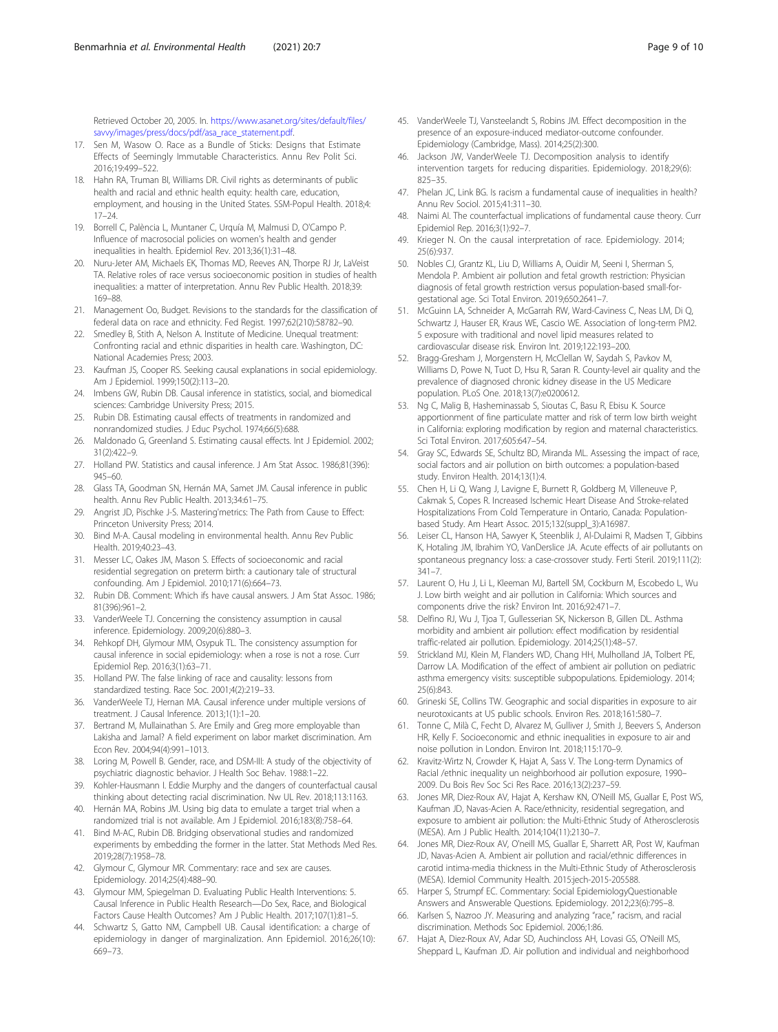Retrieved October 20, 2005. In. https://www.asanet.org/sites/default/files/savvy/images/press/docs/pdf/asa_race_statement.pdf.

17. Sen M, Wasow O. Race as a Bundle of Sticks: Designs that Estimate Effects of Seemingly Immutable Characteristics. Annu Rev Polit Sci. 2016;19:499–522.
18. Hahn RA, Truman BI, Williams DR. Civil rights as determinants of public health and racial and ethnic health equity: health care, education, employment, and housing in the United States. SSM-Popul Health. 2018;4:17–24.
19. Borrell C, Palència L, Muntaner C, Urquía M, Malmusi D, O'Campo P. Influence of macrosocial policies on women's health and gender inequalities in health. Epidemiol Rev. 2013;36(1):31–48.
20. Nuru-Jeter AM, Michaels EK, Thomas MD, Reeves AN, Thorpe RJ Jr, LaVeist TA. Relative roles of race versus socioeconomic position in studies of health inequalities: a matter of interpretation. Annu Rev Public Health. 2018;39:169–88.
21. Management Oo, Budget. Revisions to the standards for the classification of federal data on race and ethnicity. Fed Regist. 1997;62(210):58782–90.
22. Smedley B, Stith A, Nelson A. Institute of Medicine. Unequal treatment: Confronting racial and ethnic disparities in health care. Washington, DC: National Academies Press; 2003.
23. Kaufman JS, Cooper RS. Seeking causal explanations in social epidemiology. Am J Epidemiol. 1999;150(2):113–20.
24. Imbens GW, Rubin DB. Causal inference in statistics, social, and biomedical sciences: Cambridge University Press; 2015.
25. Rubin DB. Estimating causal effects of treatments in randomized and nonrandomized studies. J Educ Psychol. 1974;66(5):688.
26. Maldonado G, Greenland S. Estimating causal effects. Int J Epidemiol. 2002; 31(2):422–9.
27. Holland PW. Statistics and causal inference. J Am Stat Assoc. 1986;81(396): 945–60.
28. Glass TA, Goodman SN, Hernán MA, Samet JM. Causal inference in public health. Annu Rev Public Health. 2013;34:61–75.
29. Angrist JD, Pischke J-S. Mastering'metrics: The Path from Cause to Effect: Princeton University Press; 2014.
30. Bind M-A. Causal modeling in environmental health. Annu Rev Public Health. 2019;40:23–43.
31. Messer LC, Oakes JM, Mason S. Effects of socioeconomic and racial residential segregation on preterm birth: a cautionary tale of structural confounding. Am J Epidemiol. 2010;171(6):664–73.
32. Rubin DB. Comment: Which ifs have causal answers. J Am Stat Assoc. 1986; 81(396):961–2.
33. VanderWeele TJ. Concerning the consistency assumption in causal inference. Epidemiology. 2009;20(6):880–3.
34. Rehkopf DH, Glymour MM, Osypuk TL. The consistency assumption for causal inference in social epidemiology: when a rose is not a rose. Curr Epidemiol Rep. 2016;3(1):63–71.
35. Holland PW. The false linking of race and causality: lessons from standardized testing. Race Soc. 2001;4(2):219–33.
36. VanderWeele TJ, Hernan MA. Causal inference under multiple versions of treatment. J Causal Inference. 2013;1(1):1–20.
37. Bertrand M, Mullainathan S. Are Emily and Greg more employable than Lakisha and Jamal? A field experiment on labor market discrimination. Am Econ Rev. 2004;94(4):991–1013.
38. Loring M, Powell B. Gender, race, and DSM-III: A study of the objectivity of psychiatric diagnostic behavior. J Health Soc Behav. 1988:1–22.
39. Kohler-Hausmann I. Eddie Murphy and the dangers of counterfactual causal thinking about detecting racial discrimination. Nw UL Rev. 2018;113:1163.
40. Hernán MA, Robins JM. Using big data to emulate a target trial when a randomized trial is not available. Am J Epidemiol. 2016;183(8):758–64.
41. Bind M-AC, Rubin DB. Bridging observational studies and randomized experiments by embedding the former in the latter. Stat Methods Med Res. 2019;28(7):1958–78.
42. Glymour C, Glymour MR. Commentary: race and sex are causes. Epidemiology. 2014;25(4):488–90.
43. Glymour MM, Spiegelman D. Evaluating Public Health Interventions: 5. Causal Inference in Public Health Research—Do Sex, Race, and Biological Factors Cause Health Outcomes? Am J Public Health. 2017;107(1):81–5.
44. Schwartz S, Gatto NM, Campbell UB. Causal identification: a charge of epidemiology in danger of marginalization. Ann Epidemiol. 2016;26(10): 669–73.
45. VanderWeele TJ, Vansteelandt S, Robins JM. Effect decomposition in the presence of an exposure-induced mediator-outcome confounder. Epidemiology (Cambridge, Mass). 2014;25(2):300.
46. Jackson JW, VanderWeele TJ. Decomposition analysis to identify intervention targets for reducing disparities. Epidemiology. 2018;29(6): 825–35.
47. Phelan JC, Link BG. Is racism a fundamental cause of inequalities in health? Annu Rev Sociol. 2015;41:311–30.
48. Naimi AI. The counterfactual implications of fundamental cause theory. Curr Epidemiol Rep. 2016;3(1):92–7.
49. Krieger N. On the causal interpretation of race. Epidemiology. 2014; 25(6):937.
50. Nobles CJ, Grantz KL, Liu D, Williams A, Ouidir M, Seeni I, Sherman S, Mendola P. Ambient air pollution and fetal growth restriction: Physician diagnosis of fetal growth restriction versus population-based small-for-gestational age. Sci Total Environ. 2019;650:2641–7.
51. McGuinn LA, Schneider A, McGarrah RW, Ward-Caviness C, Neas LM, Di Q, Schwartz J, Hauser ER, Kraus WE, Cascio WE. Association of long-term PM2. 5 exposure with traditional and novel lipid measures related to cardiovascular disease risk. Environ Int. 2019;122:193–200.
52. Bragg-Gresham J, Morgenstern H, McClellan W, Saydah S, Pavkov M, Williams D, Powe N, Tuot D, Hsu R, Saran R. County-level air quality and the prevalence of diagnosed chronic kidney disease in the US Medicare population. PLoS One. 2018;13(7):e0200612.
53. Ng C, Malig B, Hasheminassab S, Sioutas C, Basu R, Ebisu K. Source apportionment of fine particulate matter and risk of term low birth weight in California: exploring modification by region and maternal characteristics. Sci Total Environ. 2017;605:647–54.
54. Gray SC, Edwards SE, Schultz BD, Miranda ML. Assessing the impact of race, social factors and air pollution on birth outcomes: a population-based study. Environ Health. 2014;13(1):4.
55. Chen H, Li Q, Wang J, Lavigne E, Burnett R, Goldberg M, Villeneuve P, Cakmak S, Copes R. Increased Ischemic Heart Disease And Stroke-related Hospitalizations From Cold Temperature in Ontario, Canada: Population-based Study. Am Heart Assoc. 2015;132(suppl_3):A16987.
56. Leiser CL, Hanson HA, Sawyer K, Steenblik J, Al-Dulaimi R, Madsen T, Gibbins K, Hotaling JM, Ibrahim YO, VanDerslice JA. Acute effects of air pollutants on spontaneous pregnancy loss: a case-crossover study. Ferti Steril. 2019;111(2): 341–7.
57. Laurent O, Hu J, Li L, Kleeman MJ, Bartell SM, Cockburn M, Escobedo L, Wu J. Low birth weight and air pollution in California: Which sources and components drive the risk? Environ Int. 2016;92:471–7.
58. Delfino RJ, Wu J, Tjoa T, Gullesserian SK, Nickerson B, Gillen DL. Asthma morbidity and ambient air pollution: effect modification by residential traffic-related air pollution. Epidemiology. 2014;25(1):48–57.
59. Strickland MJ, Klein M, Flanders WD, Chang HH, Mulholland JA, Tolbert PE, Darrow LA. Modification of the effect of ambient air pollution on pediatric asthma emergency visits: susceptible subpopulations. Epidemiology. 2014; 25(6):843.
60. Grineski SE, Collins TW. Geographic and social disparities in exposure to air neurotoxicants at US public schools. Environ Res. 2018;161:580–7.
61. Tonne C, Milà C, Fecht D, Alvarez M, Gulliver J, Smith J, Beevers S, Anderson HR, Kelly F. Socioeconomic and ethnic inequalities in exposure to air and noise pollution in London. Environ Int. 2018;115:170–9.
62. Kravitz-Wirtz N, Crowder K, Hajat A, Sass V. The Long-term Dynamics of Racial /ethnic inequality un neighborhood air pollution exposure, 1990–2009. Du Bois Rev Soc Sci Res Race. 2016;13(2):237–59.
63. Jones MR, Diez-Roux AV, Hajat A, Kershaw KN, O'Neill MS, Guallar E, Post WS, Kaufman JD, Navas-Acien A. Race/ethnicity, residential segregation, and exposure to ambient air pollution: the Multi-Ethnic Study of Atherosclerosis (MESA). Am J Public Health. 2014;104(11):2130–7.
64. Jones MR, Diez-Roux AV, O'neill MS, Guallar E, Sharrett AR, Post W, Kaufman JD, Navas-Acien A. Ambient air pollution and racial/ethnic differences in carotid intima-media thickness in the Multi-Ethnic Study of Atherosclerosis (MESA). Idemiol Community Health. 2015:jech-2015-205588.
65. Harper S, Strumpf EC. Commentary: Social EpidemiologyQuestionable Answers and Answerable Questions. Epidemiology. 2012;23(6):795–8.
66. Karlsen S, Nazroo JY. Measuring and analyzing "race," racism, and racial discrimination. Methods Soc Epidemiol. 2006;1:86.
67. Hajat A, Diez-Roux AV, Adar SD, Auchincloss AH, Lovasi GS, O'Neill MS, Sheppard L, Kaufman JD. Air pollution and individual and neighborhood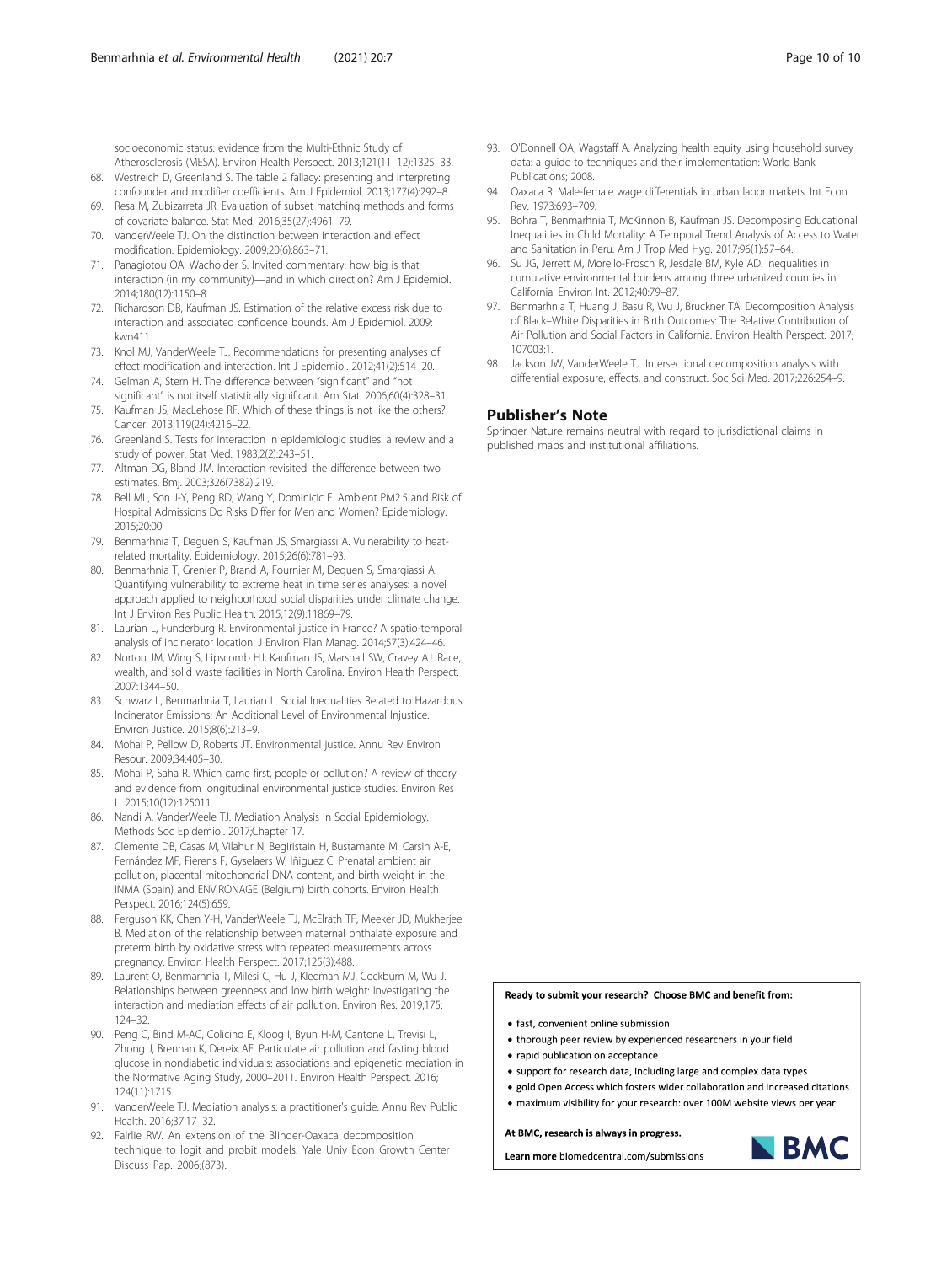socioeconomic status: evidence from the Multi-Ethnic Study of Atherosclerosis (MESA). Environ Health Perspect. 2013;121(11–12):1325–33.

68. Westreich D, Greenland S. The table 2 fallacy: presenting and interpreting confounder and modifier coefficients. Am J Epidemiol. 2013;177(4):292–8.
69. Resa M, Zubizarreta JR. Evaluation of subset matching methods and forms of covariate balance. Stat Med. 2016;35(27):4961–79.
70. VanderWeele TJ. On the distinction between interaction and effect modification. Epidemiology. 2009;20(6):863–71.
71. Panagiotou OA, Wacholder S. Invited commentary: how big is that interaction (in my community)—and in which direction? Am J Epidemiol. 2014;180(12):1150–8.
72. Richardson DB, Kaufman JS. Estimation of the relative excess risk due to interaction and associated confidence bounds. Am J Epidemiol. 2009: kwn411.
73. Knol MJ, VanderWeele TJ. Recommendations for presenting analyses of effect modification and interaction. Int J Epidemiol. 2012;41(2):514–20.
74. Gelman A, Stern H. The difference between "significant" and "not significant" is not itself statistically significant. Am Stat. 2006;60(4):328–31.
75. Kaufman JS, MacLehose RF. Which of these things is not like the others? Cancer. 2013;119(24):4216–22.
76. Greenland S. Tests for interaction in epidemiologic studies: a review and a study of power. Stat Med. 1983;2(2):243–51.
77. Altman DG, Bland JM. Interaction revisited: the difference between two estimates. Bmj. 2003;326(7382):219.
78. Bell ML, Son J-Y, Peng RD, Wang Y, Dominicic F. Ambient PM2.5 and Risk of Hospital Admissions Do Risks Differ for Men and Women? Epidemiology. 2015;20:00.
79. Benmarhnia T, Deguen S, Kaufman JS, Smargiassi A. Vulnerability to heat-related mortality. Epidemiology. 2015;26(6):781–93.
80. Benmarhnia T, Grenier P, Brand A, Fournier M, Deguen S, Smargiassi A. Quantifying vulnerability to extreme heat in time series analyses: a novel approach applied to neighborhood social disparities under climate change. Int J Environ Res Public Health. 2015;12(9):11869–79.
81. Laurian L, Funderburg R. Environmental justice in France? A spatio-temporal analysis of incinerator location. J Environ Plan Manag. 2014;57(3):424–46.
82. Norton JM, Wing S, Lipscomb HJ, Kaufman JS, Marshall SW, Cravey AJ. Race, wealth, and solid waste facilities in North Carolina. Environ Health Perspect. 2007:1344–50.
83. Schwarz L, Benmarhnia T, Laurian L. Social Inequalities Related to Hazardous Incinerator Emissions: An Additional Level of Environmental Injustice. Environ Justice. 2015;8(6):213–9.
84. Mohai P, Pellow D, Roberts JT. Environmental justice. Annu Rev Environ Resour. 2009;34:405–30.
85. Mohai P, Saha R. Which came first, people or pollution? A review of theory and evidence from longitudinal environmental justice studies. Environ Res L. 2015;10(12):125011.
86. Nandi A, VanderWeele TJ. Mediation Analysis in Social Epidemiology. Methods Soc Epidemiol. 2017;Chapter 17.
87. Clemente DB, Casas M, Vilahur N, Begiristain H, Bustamante M, Carsin A-E, Fernández MF, Fierens F, Gyselaers W, Iñiguez C. Prenatal ambient air pollution, placental mitochondrial DNA content, and birth weight in the INMA (Spain) and ENVIRONAGE (Belgium) birth cohorts. Environ Health Perspect. 2016;124(5):659.
88. Ferguson KK, Chen Y-H, VanderWeele TJ, McElrath TF, Meeker JD, Mukherjee B. Mediation of the relationship between maternal phthalate exposure and preterm birth by oxidative stress with repeated measurements across pregnancy. Environ Health Perspect. 2017;125(3):488.
89. Laurent O, Benmarhnia T, Milesi C, Hu J, Kleeman MJ, Cockburn M, Wu J. Relationships between greenness and low birth weight: Investigating the interaction and mediation effects of air pollution. Environ Res. 2019;175: 124–32.
90. Peng C, Bind M-AC, Colicino E, Kloog I, Byun H-M, Cantone L, Trevisi L, Zhong J, Brennan K, Dereix AE. Particulate air pollution and fasting blood glucose in nondiabetic individuals: associations and epigenetic mediation in the Normative Aging Study, 2000–2011. Environ Health Perspect. 2016; 124(11):1715.
91. VanderWeele TJ. Mediation analysis: a practitioner's guide. Annu Rev Public Health. 2016;37:17–32.
92. Fairlie RW. An extension of the Blinder-Oaxaca decomposition technique to logit and probit models. Yale Univ Econ Growth Center Discuss Pap. 2006;(873).
93. O'Donnell OA, Wagstaff A. Analyzing health equity using household survey data: a guide to techniques and their implementation: World Bank Publications; 2008.
94. Oaxaca R. Male-female wage differentials in urban labor markets. Int Econ Rev. 1973:693–709.
95. Bohra T, Benmarhnia T, McKinnon B, Kaufman JS. Decomposing Educational Inequalities in Child Mortality: A Temporal Trend Analysis of Access to Water and Sanitation in Peru. Am J Trop Med Hyg. 2017;96(1):57–64.
96. Su JG, Jerrett M, Morello-Frosch R, Jesdale BM, Kyle AD. Inequalities in cumulative environmental burdens among three urbanized counties in California. Environ Int. 2012;40:79–87.
97. Benmarhnia T, Huang J, Basu R, Wu J, Bruckner TA. Decomposition Analysis of Black–White Disparities in Birth Outcomes: The Relative Contribution of Air Pollution and Social Factors in California. Environ Health Perspect. 2017; 107003:1.
98. Jackson JW, VanderWeele TJ. Intersectional decomposition analysis with differential exposure, effects, and construct. Soc Sci Med. 2017;226:254–9.

## Publisher's Note

Springer Nature remains neutral with regard to jurisdictional claims in published maps and institutional affiliations.

**Ready to submit your research? Choose BMC and benefit from:**

- fast, convenient online submission
- thorough peer review by experienced researchers in your field
- rapid publication on acceptance
- support for research data, including large and complex data types
- gold Open Access which fosters wider collaboration and increased citations
- maximum visibility for your research: over 100M website views per year

**At BMC, research is always in progress.**

**Learn more** biomedcentral.com/submissions

BMC